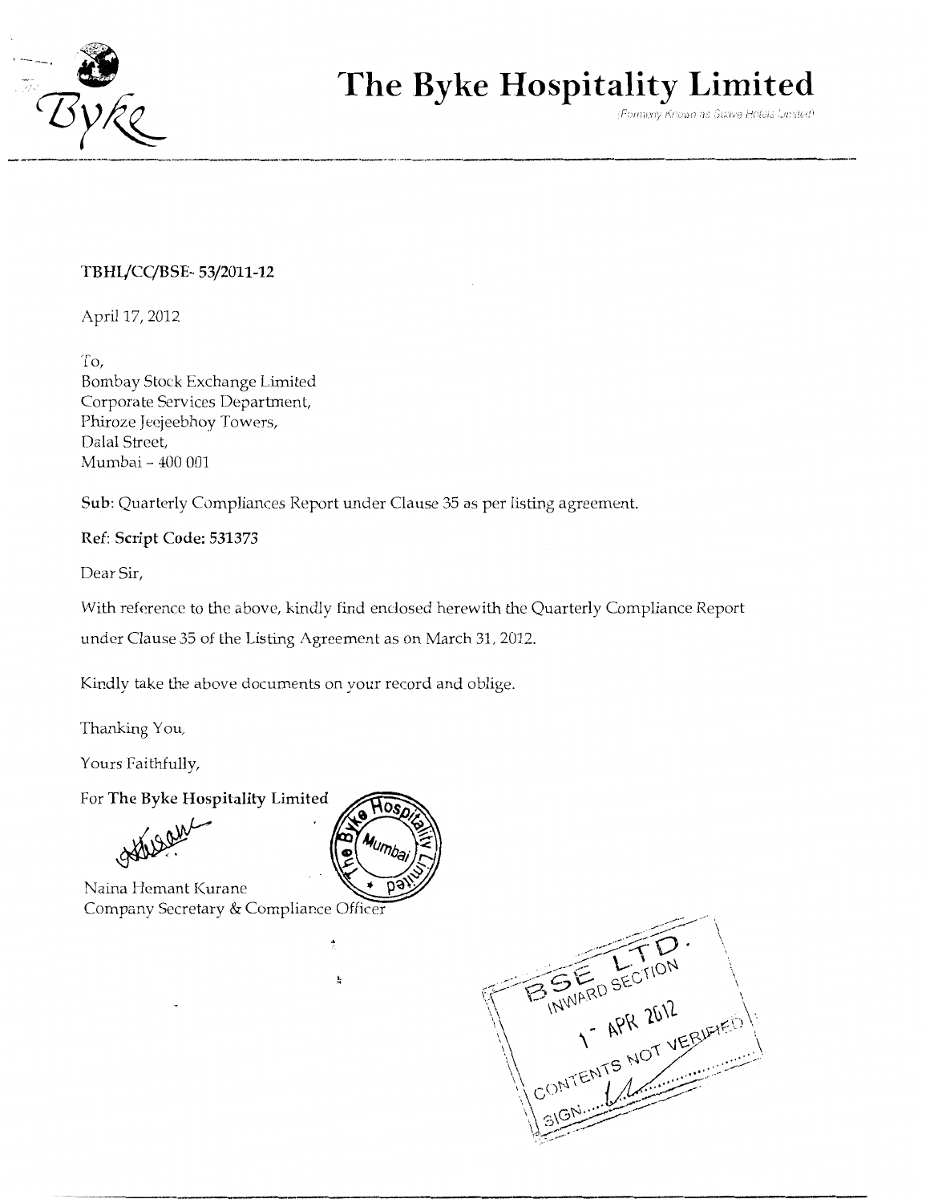# The Byke Hospitality Limited

(Formerly Known as Suave Hotels Limited)

**TBHL/CC/BSE- 53/2011-12**

April 17, 2012

To,
Bombay Stock Exchange Limited
Corporate Services Department,
Phiroze Jeejeebhoy Towers,
Dalal Street,
Mumbai – 400 001

**Sub**: Quarterly Compliances Report under Clause 35 as per listing agreement.

**Ref: Script Code: 531373**

Dear Sir,

With reference to the above, kindly find enclosed herewith the Quarterly Compliance Report under Clause 35 of the Listing Agreement as on March 31, 2012.

Kindly take the above documents on your record and oblige.

Thanking You,

Yours Faithfully,

For **The Byke Hospitality Limited**

Naina Hemant Kurane
Company Secretary & Compliance Officer

BSE LTD.
INWARD SECTION
17 APR 2012
CONTENTS NOT VERIFIED
SIGN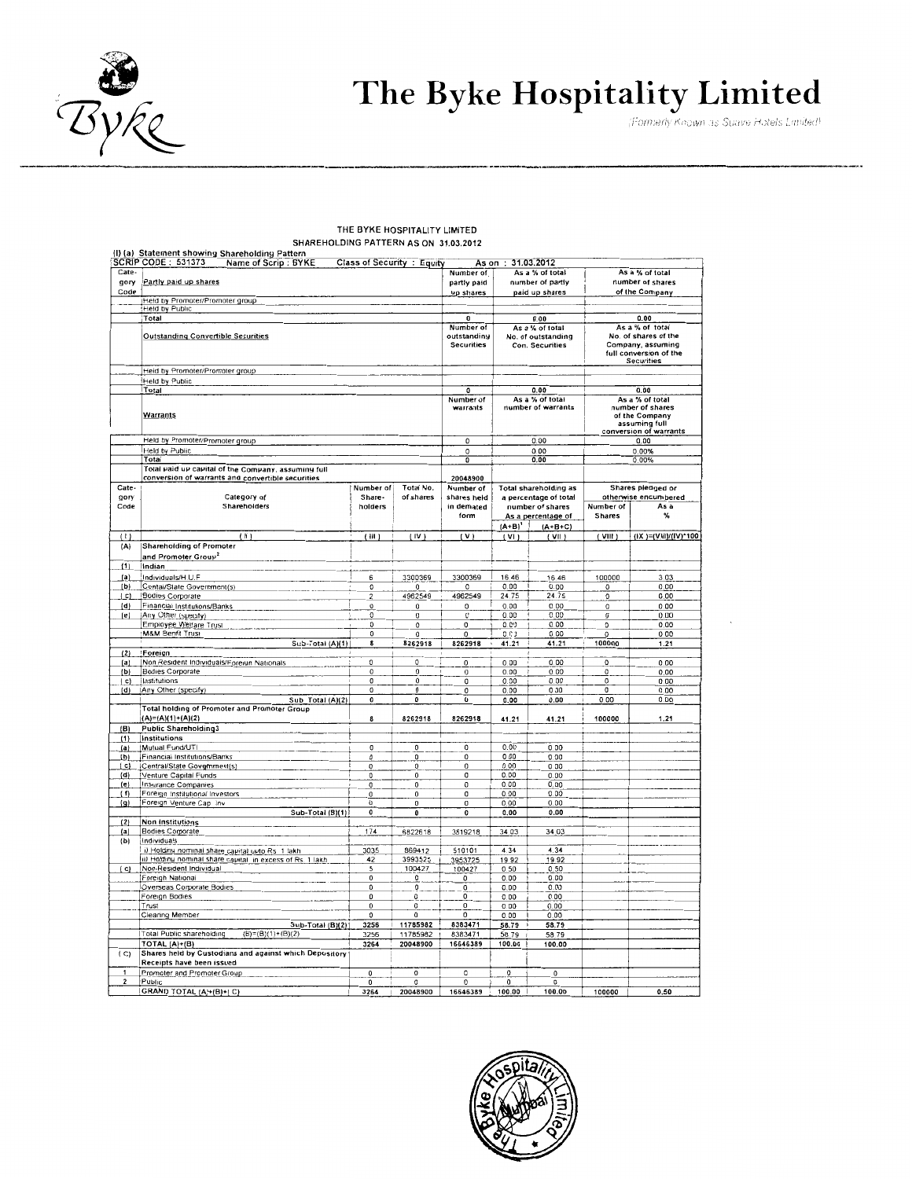# The Byke Hospitality Limited

(Formerly Known as Suave Hotels Limited)

THE BYKE HOSPITALITY LIMITED
SHAREHOLDING PATTERN AS ON 31.03.2012

(I) (a) Statement showing Shareholding Pattern

SCRIP CODE : 531373 Name of Scrip : BYKE Class of Security : Equity As on : 31.03.2012

| Category Code | Partly paid up shares | Number of partly paid up shares | As a % of total number of partly paid up shares | As a % of total number of shares of the Company |
|---|---|---|---|---|
| | Held by Promoter/Promoter group | | | |
| | Held by Public | | | |
| | Total | 0 | 0.00 | 0.00 |
| | **Outstanding Convertible Securities** | Number of outstanding Securities | As a % of total No. of outstanding Con. Securities | As a % of total No. of shares of the Company, assuming full conversion of the Securities |
| | Held by Promoter/Promoter group | | | |
| | Held by Public | | | |
| | Total | 0 | 0.00 | 0.00 |
| | **Warrants** | Number of warrants | As a % of total number of warrants | As a % of total number of shares of the Company assuming full conversion of warrants |
| | Held by Promoter/Promoter group | 0 | 0.00 | 0.00 |
| | Held by Public | 0 | 0.00 | 0.00% |
| | Total | 0 | 0.00 | 0.00% |
| | Total paid up capital of the Company, assuming full conversion of warrants and convertible securities | 20048900 | | |

| Category Code | Category of Shareholders | Number of Share-holders | Total No. of shares | Number of shares held in demated form | Total shareholding as a percentage of total number of shares As a percentage of (A+B)[1] | (A+B+C) | Shares pledged or otherwise encumbered Number of Shares | As a % |
|---|---|---|---|---|---|---|---|---|
| (I) | (II) | (III) | (IV) | (V) | (VI) | (VII) | (VIII) | (IX)=(VIII)/(IV)*100 |
| (A) | **Shareholding of Promoter and Promoter Group[2]** | | | | | | | |
| (1) | Indian | | | | | | | |
| (a) | Individuals/H.U.F | 6 | 3300369 | 3300369 | 16.46 | 16.46 | 100000 | 3.03 |
| (b) | Cental/State Government(s) | 0 | 0 | 0 | 0.00 | 0.00 | 0 | 0.00 |
| (c) | Bodies Corporate | 2 | 4962549 | 4962549 | 24.75 | 24.75 | 0 | 0.00 |
| (d) | Financial Institutions/Banks | 0 | 0 | 0 | 0.00 | 0.00 | 0 | 0.00 |
| (e) | Any Other (specify) | 0 | 0 | 0 | 0.00 | 0.00 | 0 | 0.00 |
| | Employee Welfare Trust | 0 | 0 | 0 | 0.00 | 0.00 | 0 | 0.00 |
| | M&M Benfit Trust | 0 | 0 | 0 | 0.00 | 0.00 | 0 | 0.00 |
| | Sub-Total (A)(1) | 8 | 8262918 | 8262918 | 41.21 | 41.21 | 100000 | 1.21 |
| (2) | Foreign | | | | | | | |
| (a) | Non Resident Individuals/Foreign Nationals | 0 | 0 | 0 | 0.00 | 0.00 | 0 | 0.00 |
| (b) | Bodies Corporate | 0 | 0 | 0 | 0.00 | 0.00 | 0 | 0.00 |
| (c) | Institutions | 0 | 0 | 0 | 0.00 | 0.00 | 0 | 0.00 |
| (d) | Any Other (specify) | 0 | 0 | 0 | 0.00 | 0.00 | 0 | 0.00 |
| | Sub-Total (A)(2) | 0 | 0 | 0 | 0.00 | 0.00 | 0.00 | 0.00 |
| | **Total holding of Promoter and Promoter Group (A)=(A)(1)+(A)(2)** | 8 | 8262918 | 8262918 | 41.21 | 41.21 | 100000 | 1.21 |
| (B) | **Public Shareholding3** | | | | | | | |
| (1) | Institutions | | | | | | | |
| (a) | Mutual Fund/UTI | 0 | 0 | 0 | 0.00 | 0.00 | | |
| (b) | Financial Institutions/Banks | 0 | 0 | 0 | 0.00 | 0.00 | | |
| (c) | Central/State Government(s) | 0 | 0 | 0 | 0.00 | 0.00 | | |
| (d) | Venture Capital Funds | 0 | 0 | 0 | 0.00 | 0.00 | | |
| (e) | Insurance Companies | 0 | 0 | 0 | 0.00 | 0.00 | | |
| (f) | Foreign Institutional Investors | 0 | 0 | 0 | 0.00 | 0.00 | | |
| (g) | Foreign Venture Cap. Inv | 0 | 0 | 0 | 0.00 | 0.00 | | |
| | Sub-Total (B)(1) | 0 | 0 | 0 | 0.00 | 0.00 | | |
| (2) | Non Institutions | | | | | | | |
| (a) | Bodies Corporate | 174 | 6822618 | 3819218 | 34.03 | 34.03 | | |
| (b) | Individuals | | | | | | | |
| | i) Holding nominal share capital upto Rs. 1 lakh | 3035 | 869412 | 510101 | 4.34 | 4.34 | | |
| | ii) Holding nominal share capital in excess of Rs. 1 lakh | 42 | 3993525 | 3953725 | 19.92 | 19.92 | | |
| (c) | Non-Resident Individual | 5 | 100427 | 100427 | 0.50 | 0.50 | | |
| | Foreign National | 0 | 0 | 0 | 0.00 | 0.00 | | |
| | Overseas Corporate Bodies | 0 | 0 | 0 | 0.00 | 0.00 | | |
| | Foreign Bodies | 0 | 0 | 0 | 0.00 | 0.00 | | |
| | Trust | 0 | 0 | 0 | 0.00 | 0.00 | | |
| | Clearing Member | 0 | 0 | 0 | 0.00 | 0.00 | | |
| | Sub-Total (B)(2) | 3256 | 11785982 | 8383471 | 58.79 | 58.79 | | |
| | Total Public shareholding (B)=(B)(1)+(B)(2) | 3256 | 11785982 | 8383471 | 58.79 | 58.79 | | |
| | TOTAL (A)+(B) | 3264 | 20048900 | 16646389 | 100.00 | 100.00 | | |
| (C) | **Shares held by Custodians and against which Depository Receipts have been issued** | | | | | | | |
| 1 | Promoter and Promoter Group | 0 | 0 | 0 | 0 | 0 | | |
| 2 | Public | 0 | 0 | 0 | 0 | 0 | | |
| | GRAND TOTAL (A)+(B)+(C) | 3264 | 20048900 | 16646389 | 100.00 | 100.00 | 100000 | 0.50 |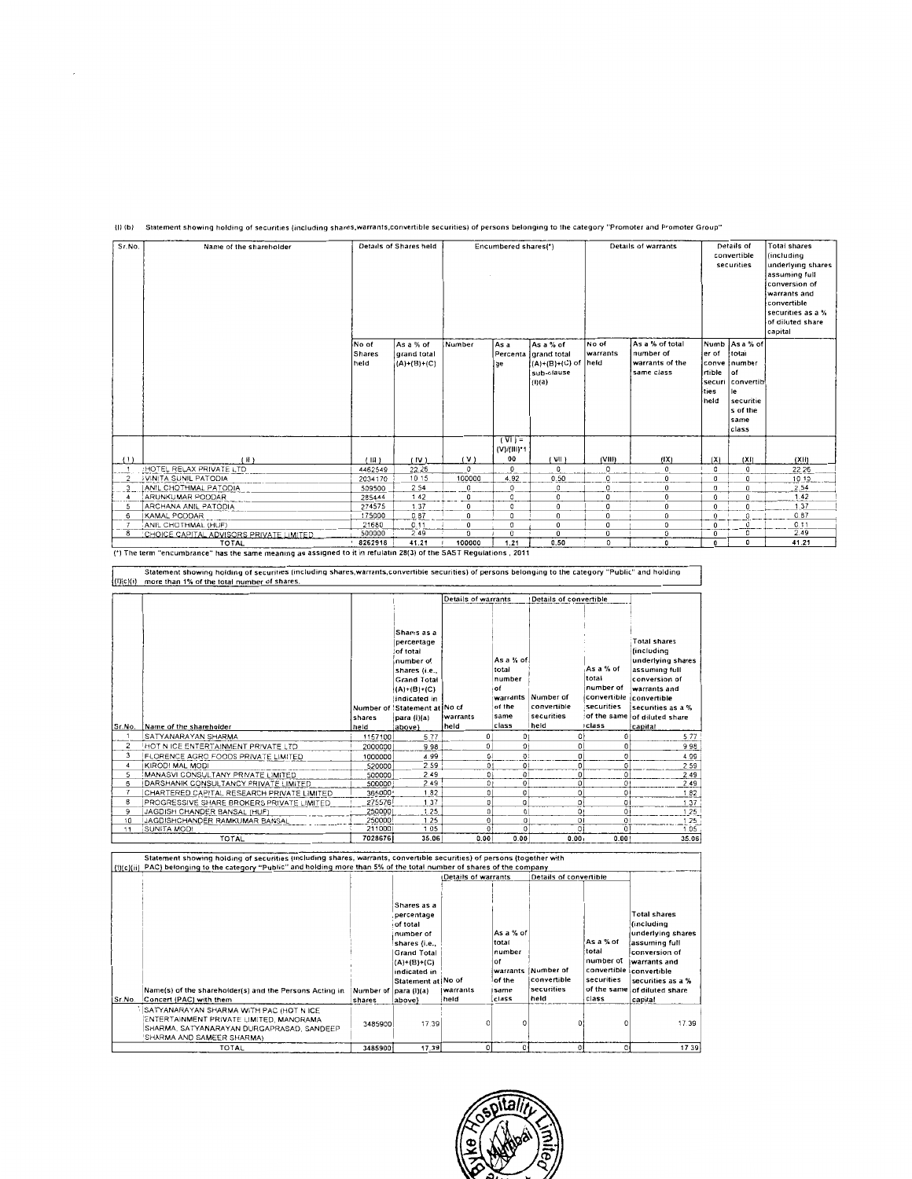(I) (b) Statement showing holding of securities (including shares,warrants,convertible securities) of persons belonging to the category "Promoter and Promoter Group"

| Sr.No. | Name of the shareholder | Details of Shares held | | Encumbered shares(*) | | | Details of warrants | | Details of convertible securities | | Total shares (including underlying shares assuming full conversion of warrants and convertible securities as a % of diluted share capital |
|---|---|---|---|---|---|---|---|---|---|---|---|
| | | No of Shares held | As a % of grand total (A)+(B)+(C) | Number | As a Percentage | As a % of grand total (A)+(B)+(C) of sub-clause (I)(a) | No of warrants held | As a % of total number of warrants of the same class | Number of convertible securities held | As a % of total number of convertible securities of the same class | |
| (I) | (II) | (III) | (IV) | (V) | (VI) = (V)/(III)*100 | (VII) | (VIII) | (IX) | (X) | (XI) | (XII) |
| 1 | HOTEL RELAX PRIVATE LTD | 4462549 | 22.26 | 0 | 0 | 0 | 0 | 0 | 0 | 0 | 22.26 |
| 2 | VINITA SUNIL PATODIA | 2034170 | 10.15 | 100000 | 4.92 | 0.50 | 0 | 0 | 0 | 0 | 10.15 |
| 3 | ANIL CHOTHMAL PATODIA | 509500 | 2.54 | 0 | 0 | 0 | 0 | 0 | 0 | 0 | 2.54 |
| 4 | ARUNKUMAR PODDAR | 285444 | 1.42 | 0 | 0 | 0 | 0 | 0 | 0 | 0 | 1.42 |
| 5 | ARCHANA ANIL PATODIA | 274575 | 1.37 | 0 | 0 | 0 | 0 | 0 | 0 | 0 | 1.37 |
| 6 | KAMAL PODDAR | 175000 | 0.87 | 0 | 0 | 0 | 0 | 0 | 0 | 0 | 0.87 |
| 7 | ANIL CHOTHMAL (HUF) | 21680 | 0.11 | 0 | 0 | 0 | 0 | 0 | 0 | 0 | 0.11 |
| 8 | CHOICE CAPITAL ADVISORS PRIVATE LIMITED | 500000 | 2.49 | 0 | 0 | 0 | 0 | 0 | 0 | 0 | 2.49 |
| | TOTAL | 8262918 | 41.21 | 100000 | 1.21 | 0.50 | 0 | 0 | 0 | 0 | 41.21 |

(*) The term "encumbrance" has the same meaning as assigned to it in refulatin 28(3) of the SAST Regulations , 2011

(I)(c)(i) Statement showing holding of securities (including shares,warrants,convertible securities) of persons belonging to the category "Public" and holding more than 1% of the total number of shares.

| Sr.No. | Name of the shareholder | Number of shares held | Shares as a percentage of total number of shares (i.e., Grand Total (A)+(B)+(C) indicated in Statement at para (I)(a) above} | Details of warrants | | Details of convertible securities | | Total shares (including underlying shares assuming full conversion of warrants and convertible securities as a % of diluted share capital |
|---|---|---|---|---|---|---|---|---|
| | | | | No of warrants held | As a % of total number of warrants of the same class | Number of convertible securities held | As a % of total number of convertible securities of the same class | |
| 1 | SATYANARAYAN SHARMA | 1157100 | 5.77 | 0 | 0 | 0 | 0 | 5.77 |
| 2 | HOT N ICE ENTERTAINMENT PRIVATE LTD | 2000000 | 9.98 | 0 | 0 | 0 | 0 | 9.98 |
| 3 | FLORENCE AGRO FOODS PRIVATE LIMITED | 1000000 | 4.99 | 0 | 0 | 0 | 0 | 4.99 |
| 4 | KIRODI MAL MODI | 520000 | 2.59 | 0 | 0 | 0 | 0 | 2.59 |
| 5 | MANASVI CONSULTANY PRIVATE LIMITED | 500000 | 2.49 | 0 | 0 | 0 | 0 | 2.49 |
| 6 | DARSHANIK CONSULTANCY PRIVATE LIMITED | 500000 | 2.49 | 0 | 0 | 0 | 0 | 2.49 |
| 7 | CHARTERED CAPITAL RESEARCH PRIVATE LIMITED | 365000 | 1.82 | 0 | 0 | 0 | 0 | 1.82 |
| 8 | PROGRESSIVE SHARE BROKERS PRIVATE LIMITED | 275576 | 1.37 | 0 | 0 | 0 | 0 | 1.37 |
| 9 | JAGDISH CHANDER BANSAL (HUF) | 250000 | 1.25 | 0 | 0 | 0 | 0 | 1.25 |
| 10 | JAGDISHCHANDER RAMKUMAR BANSAL | 250000 | 1.25 | 0 | 0 | 0 | 0 | 1.25 |
| 11 | SUNITA MODI | 211000 | 1.05 | 0 | 0 | 0 | 0 | 1.05 |
| | TOTAL | 7028676 | 35.06 | 0.00 | 0.00 | 0.00 | 0.00 | 35.06 |

(I)(c)(ii) Statement showing holding of securities (including shares, warrants, convertible securities) of persons (together with PAC) belonging to the category "Public" and holding more than 5% of the total number of shares of the company

| Sr.No | Name(s) of the shareholder(s) and the Persons Acting in Concert (PAC) with them | Number of shares | Shares as a percentage of total number of shares {i.e., Grand Total (A)+(B)+(C) indicated in Statement at para (I)(a) above} | Details of warrants | | Details of convertible securities | | Total shares (including underlying shares assuming full conversion of warrants and convertible securities as a % of diluted share capital |
|---|---|---|---|---|---|---|---|---|
| | | | | No of warrants held | As a % of total number of warrants of the same class | Number of convertible securities held | As a % of total number of convertible securities of the same class | |
| 1 | SATYANARAYAN SHARMA WITH PAC (HOT N ICE ENTERTAINMENT PRIVATE LIMITED, MANORAMA SHARMA, SATYANARAYAN DURGAPRASAD, SANDEEP SHARMA AND SAMEER SHARMA) | 3485900 | 17.39 | 0 | 0 | 0 | 0 | 17.39 |
| | TOTAL | 3485900 | 17.39 | 0 | 0 | 0 | 0 | 17.39 |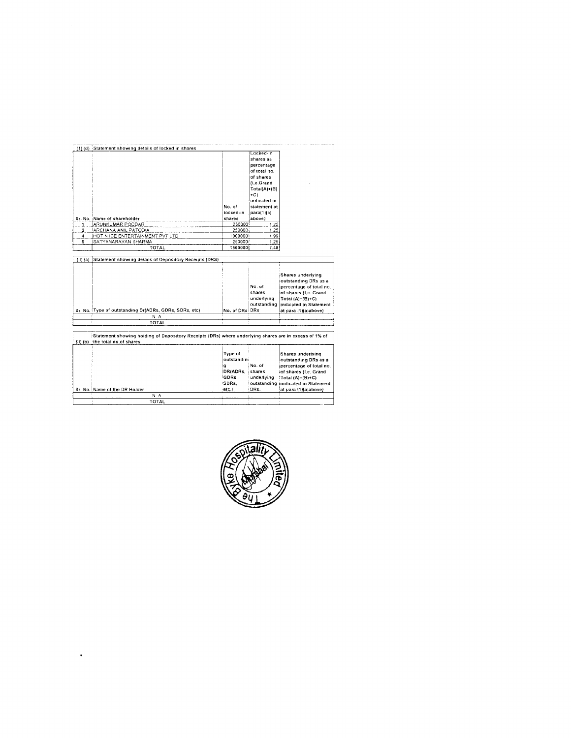| (I) (d) | Statement showing details of locked in shares | | |
|---|---|---|---|
| Sr. No. | Name of shareholder | No. of locked-in shares | Locked-in shares as percentage of total no. of shares (i.e.Grand Total(A)+(B)+C) indicated in statement at para(1)(a) above) |
| 1 | ARUNKUMAR PODDAR | 250000 | 1.25 |
| 2 | ARCHANA ANIL PATODIA | 250000 | 1.25 |
| 4 | HOT N ICE ENTERTAINMENT PVT LTD | 1000000 | 4.99 |
| 5 | SATYANARAYAN SHARMA | 250000 | 1.25 |
| | TOTAL | 1500000 | 7.48 |

| (II) (a) | Statement showing details of Depository Receipts (DRS) | | | |
|---|---|---|---|---|
| Sr. No. | Type of outstanding Dr(ADRs, GDRs, SDRs, etc) | No. of DRs | No. of shares underlying outstanding DRs | Shares underlying outstanding DRs as a percentage of total no. of shares (i.e. Grand Total (A)+(B)+C) indicated in Statement at para (1)(a)above) |
| | N A | | | |
| | TOTAL | | | |

| (II) (b) | Statement showing holding of Depository Receipts (DRs) where underlying shares are in excess of 1% of the total no.of shares | | | |
|---|---|---|---|---|
| Sr. No. | Name of the DR Holder | Type of outstanding DR(ADRs, GDRs, SDRs, etc.) | No. of shares underlying outstanding DRs. | Shares underlying outstanding DRs as a percentage of total no. of shares (i.e. Grand Total (A)+(B)+C) indicated in Statement at para (1)(a)above) |
| | N A | | | |
| | TOTAL | | | |

The Byke Hospitality Limited